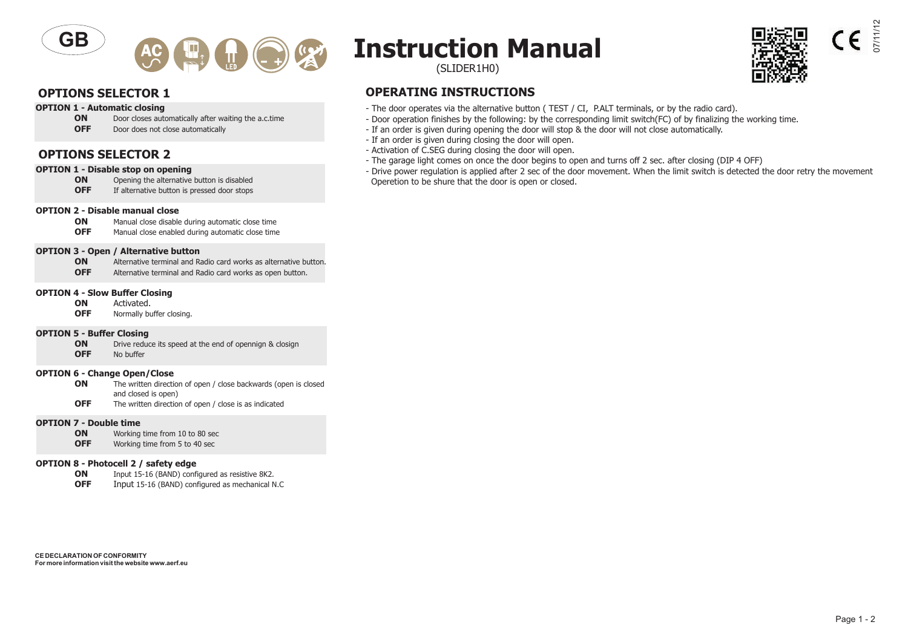GB

# Instruction Manual

(SLIDER1H0)

07/11/12

## OPTIONS SELECTOR 1

**OPTION 1 - Automatic closing**

| | |
|---|---|
| **ON** | Door closes automatically after waiting the a.c.time |
| **OFF** | Door does not close automatically |

## OPTIONS SELECTOR 2

**OPTION 1 - Disable stop on opening**

| | |
|---|---|
| **ON** | Opening the alternative button is disabled |
| **OFF** | If alternative button is pressed door stops |

**OPTION 2 - Disable manual close**

| | |
|---|---|
| **ON** | Manual close disable during automatic close time |
| **OFF** | Manual close enabled during automatic close time |

**OPTION 3 - Open / Alternative button**

| | |
|---|---|
| **ON** | Alternative terminal and Radio card works as alternative button. |
| **OFF** | Alternative terminal and Radio card works as open button. |

**OPTION 4 - Slow Buffer Closing**

| | |
|---|---|
| **ON** | Activated. |
| **OFF** | Normally buffer closing. |

**OPTION 5 - Buffer Closing**

| | |
|---|---|
| **ON** | Drive reduce its speed at the end of opennign & closign |
| **OFF** | No buffer |

**OPTION 6 - Change Open/Close**

| | |
|---|---|
| **ON** | The written direction of open / close backwards (open is closed and closed is open) |
| **OFF** | The written direction of open / close is as indicated |

**OPTION 7 - Double time**

| | |
|---|---|
| **ON** | Working time from 10 to 80 sec |
| **OFF** | Working time from 5 to 40 sec |

**OPTION 8 - Photocell 2 / safety edge**

| | |
|---|---|
| **ON** | Input 15-16 (BAND) configured as resistive 8K2. |
| **OFF** | Input 15-16 (BAND) configured as mechanical N.C |

**CE DECLARATION OF CONFORMITY**
**For more information visit the website www.aerf.eu**

## OPERATING INSTRUCTIONS

- The door operates via the alternative button ( TEST / CI, P.ALT terminals, or by the radio card).
- Door operation finishes by the following: by the corresponding limit switch(FC) of by finalizing the working time.
- If an order is given during opening the door will stop & the door will not close automatically.
- If an order is given during closing the door will open.
- Activation of C.SEG during closing the door will open.
- The garage light comes on once the door begins to open and turns off 2 sec. after closing (DIP 4 OFF)
- Drive power regulation is applied after 2 sec of the door movement. When the limit switch is detected the door retry the movement Opereation to be shure that the door is open or closed.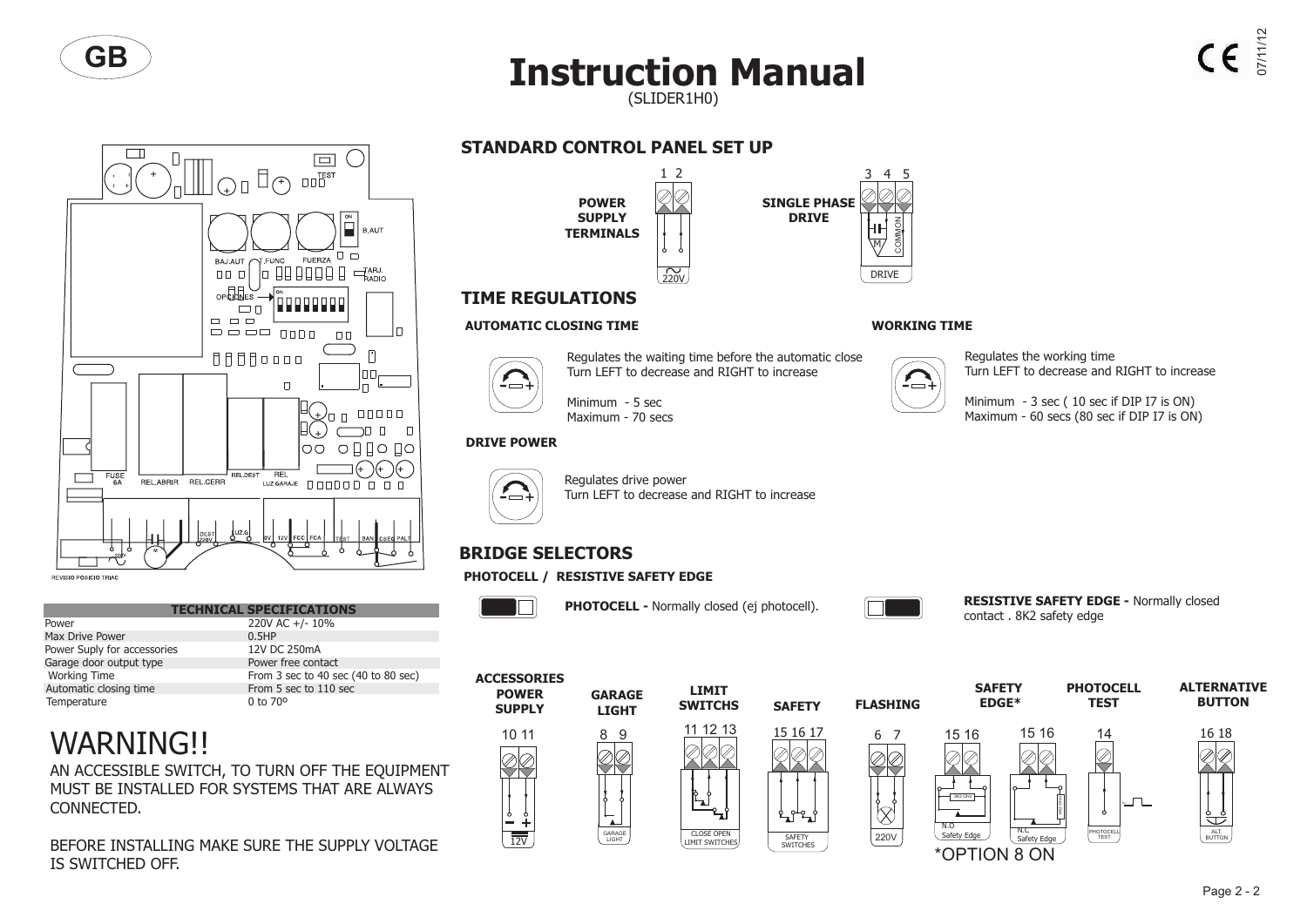GB

# Instruction Manual

(SLIDER1H0)

CE 07/11/12

| TECHNICAL SPECIFICATIONS | |
|---|---|
| Power | 220V AC +/- 10% |
| Max Drive Power | 0.5HP |
| Power Suply for accessories | 12V DC 250mA |
| Garage door output type | Power free contact |
| Working Time | From 3 sec to 40 sec (40 to 80 sec) |
| Automatic closing time | From 5 sec to 110 sec |
| Temperature | 0 to 70º |

# WARNING!!

AN ACCESSIBLE SWITCH, TO TURN OFF THE EQUIPMENT MUST BE INSTALLED FOR SYSTEMS THAT ARE ALWAYS CONNECTED.

BEFORE INSTALLING MAKE SURE THE SUPPLY VOLTAGE IS SWITCHED OFF.

## STANDARD CONTROL PANEL SET UP

**POWER SUPPLY TERMINALS** 1 2 — 220V

**SINGLE PHASE DRIVE** 3 4 5 — DRIVE (M, COMMON)

## TIME REGULATIONS

### AUTOMATIC CLOSING TIME

Regulates the waiting time before the automatic close
Turn LEFT to decrease and RIGHT to increase

Minimum - 5 sec
Maximum - 70 secs

### WORKING TIME

Regulates the working time
Turn LEFT to decrease and RIGHT to increase

Minimum - 3 sec ( 10 sec if DIP I7 is ON)
Maximum - 60 secs (80 sec if DIP I7 is ON)

### DRIVE POWER

Regulates drive power
Turn LEFT to decrease and RIGHT to increase

## BRIDGE SELECTORS

### PHOTOCELL / RESISTIVE SAFETY EDGE

**PHOTOCELL -** Normally closed (ej photocell).

**RESISTIVE SAFETY EDGE -** Normally closed contact . 8K2 safety edge

**ACCESSORIES POWER SUPPLY** 10 11 — 12V

**GARAGE LIGHT** 8 9 — GARAGE LIGHT

**LIMIT SWITCHS** 11 12 13 — CLOSE OPEN LIMIT SWITCHES

**SAFETY** 15 16 17 — SAFETY SWITCHES

**FLASHING** 6 7 — 220V

**SAFETY EDGE*** 15 16 — N.O Safety Edge; 15 16 — N.C Safety Edge

**PHOTOCELL TEST** 14 — PHOTOCELL TEST

**ALTERNATIVE BUTTON** 16 18 — ALT. BUTTON

*OPTION 8 ON